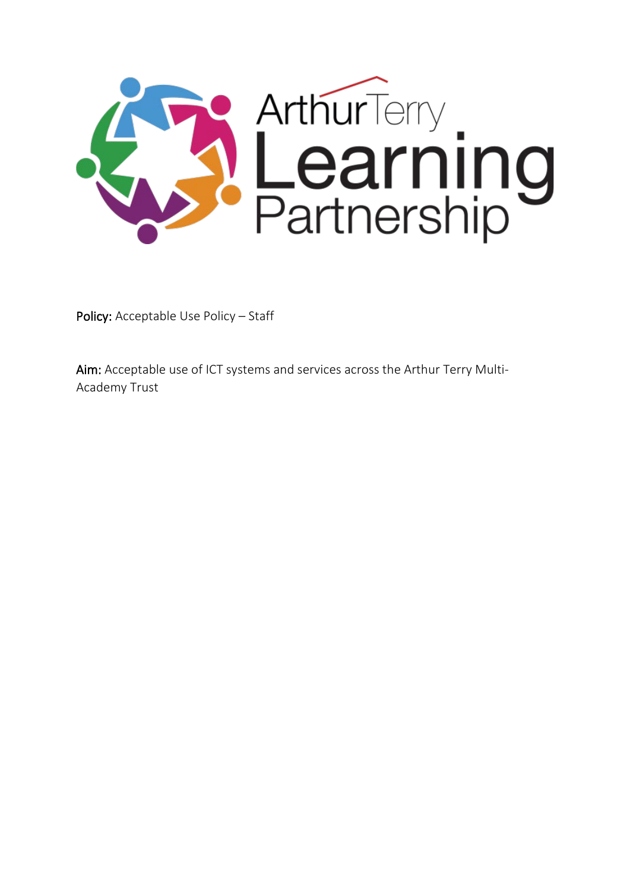**Policy:** Acceptable Use Policy – Staff

**Aim:** Acceptable use of ICT systems and services across the Arthur Terry Multi-Academy Trust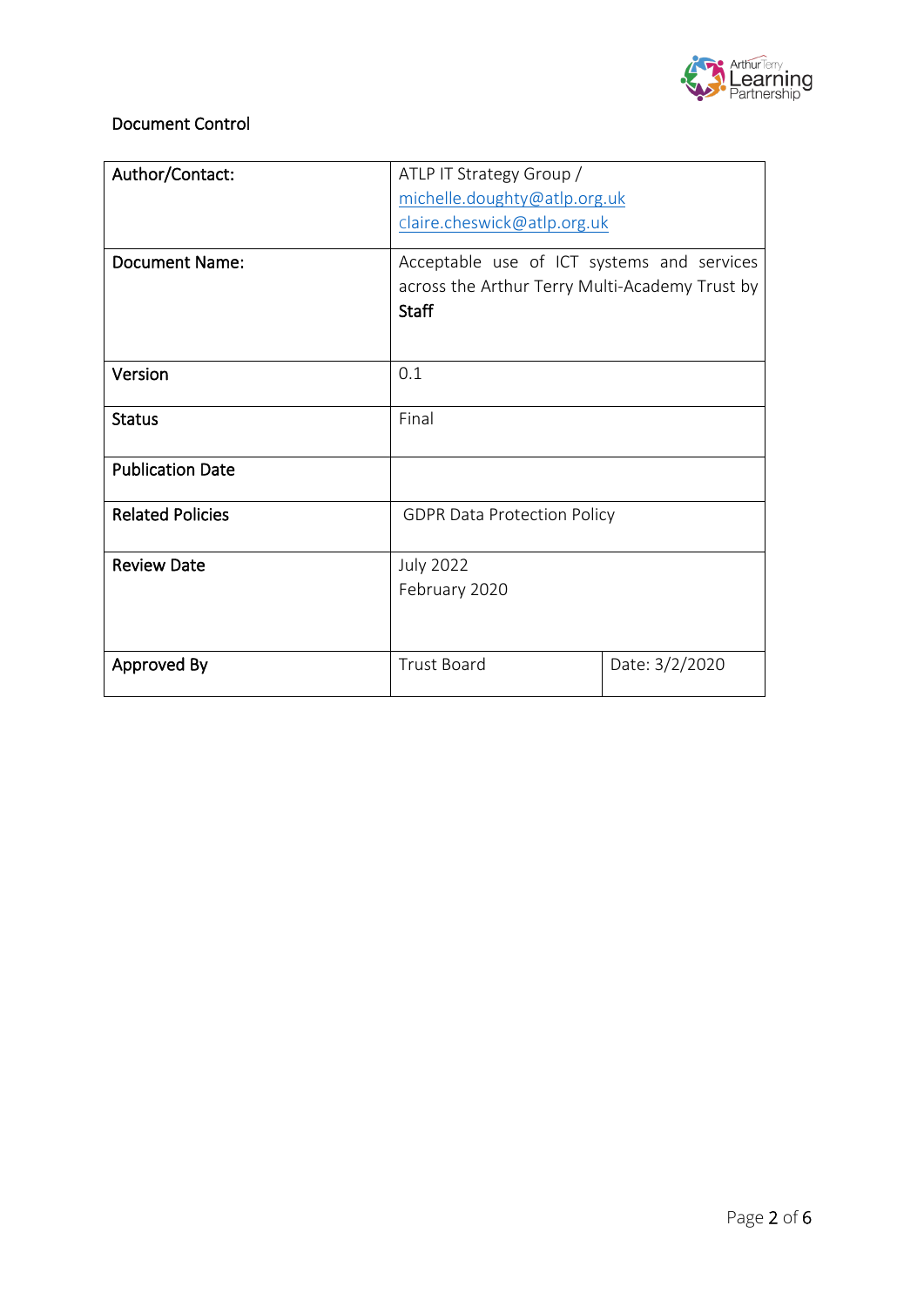Document Control

| Author/Contact: | ATLP IT Strategy Group / michelle.doughty@atlp.org.uk claire.cheswick@atlp.org.uk | |
|---|---|---|
| Document Name: | Acceptable use of ICT systems and services across the Arthur Terry Multi-Academy Trust by **Staff** | |
| Version | 0.1 | |
| Status | Final | |
| Publication Date | | |
| Related Policies | GDPR Data Protection Policy | |
| Review Date | July 2022<br>February 2020 | |
| Approved By | Trust Board | Date: 3/2/2020 |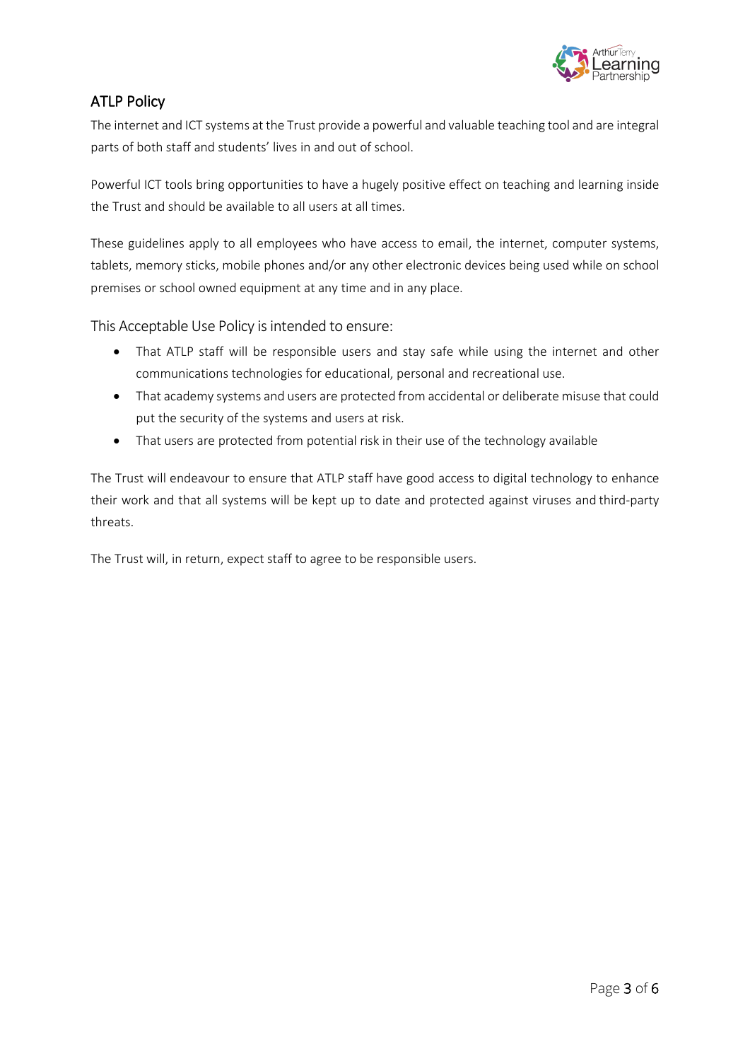## ATLP Policy

The internet and ICT systems at the Trust provide a powerful and valuable teaching tool and are integral parts of both staff and students' lives in and out of school.

Powerful ICT tools bring opportunities to have a hugely positive effect on teaching and learning inside the Trust and should be available to all users at all times.

These guidelines apply to all employees who have access to email, the internet, computer systems, tablets, memory sticks, mobile phones and/or any other electronic devices being used while on school premises or school owned equipment at any time and in any place.

### This Acceptable Use Policy is intended to ensure:

- That ATLP staff will be responsible users and stay safe while using the internet and other communications technologies for educational, personal and recreational use.
- That academy systems and users are protected from accidental or deliberate misuse that could put the security of the systems and users at risk.
- That users are protected from potential risk in their use of the technology available

The Trust will endeavour to ensure that ATLP staff have good access to digital technology to enhance their work and that all systems will be kept up to date and protected against viruses and third-party threats.

The Trust will, in return, expect staff to agree to be responsible users.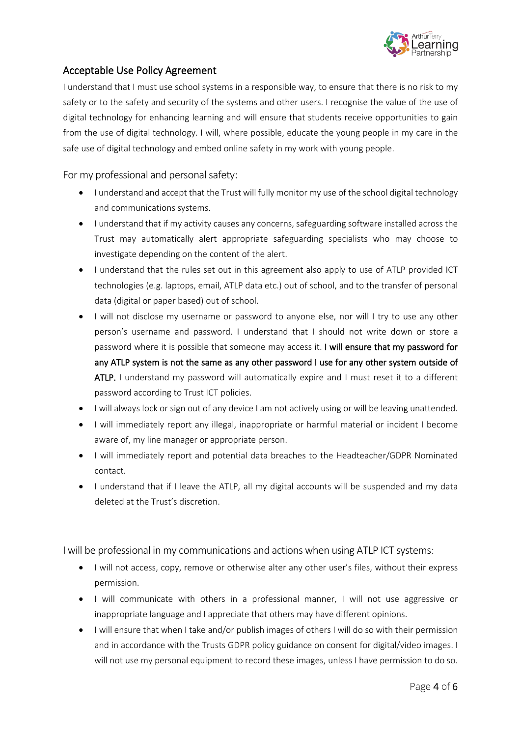## Acceptable Use Policy Agreement

I understand that I must use school systems in a responsible way, to ensure that there is no risk to my safety or to the safety and security of the systems and other users. I recognise the value of the use of digital technology for enhancing learning and will ensure that students receive opportunities to gain from the use of digital technology. I will, where possible, educate the young people in my care in the safe use of digital technology and embed online safety in my work with young people.

### For my professional and personal safety:

- I understand and accept that the Trust will fully monitor my use of the school digital technology and communications systems.
- I understand that if my activity causes any concerns, safeguarding software installed across the Trust may automatically alert appropriate safeguarding specialists who may choose to investigate depending on the content of the alert.
- I understand that the rules set out in this agreement also apply to use of ATLP provided ICT technologies (e.g. laptops, email, ATLP data etc.) out of school, and to the transfer of personal data (digital or paper based) out of school.
- I will not disclose my username or password to anyone else, nor will I try to use any other person's username and password. I understand that I should not write down or store a password where it is possible that someone may access it. **I will ensure that my password for any ATLP system is not the same as any other password I use for any other system outside of ATLP.** I understand my password will automatically expire and I must reset it to a different password according to Trust ICT policies.
- I will always lock or sign out of any device I am not actively using or will be leaving unattended.
- I will immediately report any illegal, inappropriate or harmful material or incident I become aware of, my line manager or appropriate person.
- I will immediately report and potential data breaches to the Headteacher/GDPR Nominated contact.
- I understand that if I leave the ATLP, all my digital accounts will be suspended and my data deleted at the Trust's discretion.

### I will be professional in my communications and actions when using ATLP ICT systems:

- I will not access, copy, remove or otherwise alter any other user's files, without their express permission.
- I will communicate with others in a professional manner, I will not use aggressive or inappropriate language and I appreciate that others may have different opinions.
- I will ensure that when I take and/or publish images of others I will do so with their permission and in accordance with the Trusts GDPR policy guidance on consent for digital/video images. I will not use my personal equipment to record these images, unless I have permission to do so.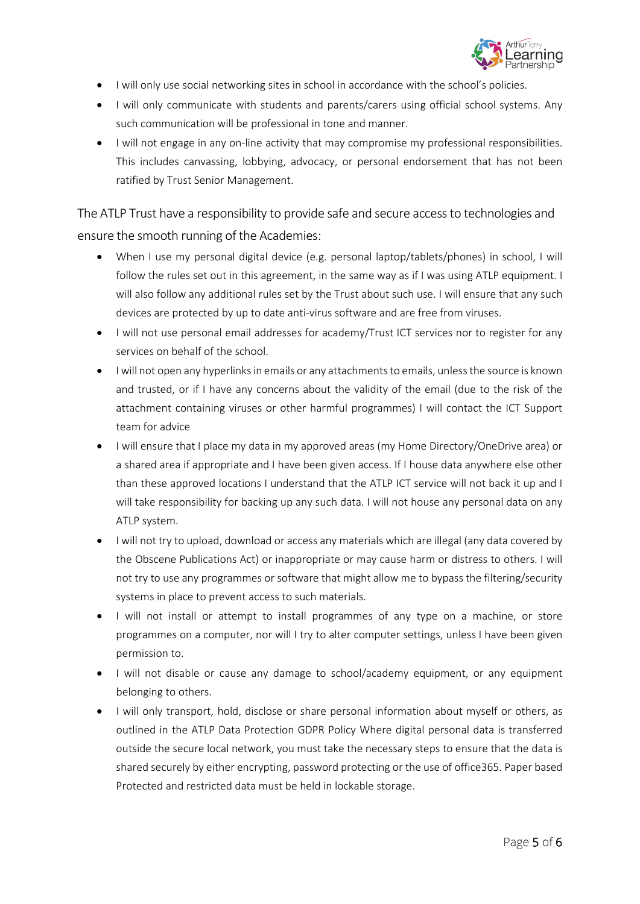- I will only use social networking sites in school in accordance with the school's policies.
- I will only communicate with students and parents/carers using official school systems. Any such communication will be professional in tone and manner.
- I will not engage in any on-line activity that may compromise my professional responsibilities. This includes canvassing, lobbying, advocacy, or personal endorsement that has not been ratified by Trust Senior Management.

The ATLP Trust have a responsibility to provide safe and secure access to technologies and ensure the smooth running of the Academies:

- When I use my personal digital device (e.g. personal laptop/tablets/phones) in school, I will follow the rules set out in this agreement, in the same way as if I was using ATLP equipment. I will also follow any additional rules set by the Trust about such use. I will ensure that any such devices are protected by up to date anti-virus software and are free from viruses.
- I will not use personal email addresses for academy/Trust ICT services nor to register for any services on behalf of the school.
- I will not open any hyperlinks in emails or any attachments to emails, unless the source is known and trusted, or if I have any concerns about the validity of the email (due to the risk of the attachment containing viruses or other harmful programmes) I will contact the ICT Support team for advice
- I will ensure that I place my data in my approved areas (my Home Directory/OneDrive area) or a shared area if appropriate and I have been given access. If I house data anywhere else other than these approved locations I understand that the ATLP ICT service will not back it up and I will take responsibility for backing up any such data. I will not house any personal data on any ATLP system.
- I will not try to upload, download or access any materials which are illegal (any data covered by the Obscene Publications Act) or inappropriate or may cause harm or distress to others. I will not try to use any programmes or software that might allow me to bypass the filtering/security systems in place to prevent access to such materials.
- I will not install or attempt to install programmes of any type on a machine, or store programmes on a computer, nor will I try to alter computer settings, unless I have been given permission to.
- I will not disable or cause any damage to school/academy equipment, or any equipment belonging to others.
- I will only transport, hold, disclose or share personal information about myself or others, as outlined in the ATLP Data Protection GDPR Policy Where digital personal data is transferred outside the secure local network, you must take the necessary steps to ensure that the data is shared securely by either encrypting, password protecting or the use of office365. Paper based Protected and restricted data must be held in lockable storage.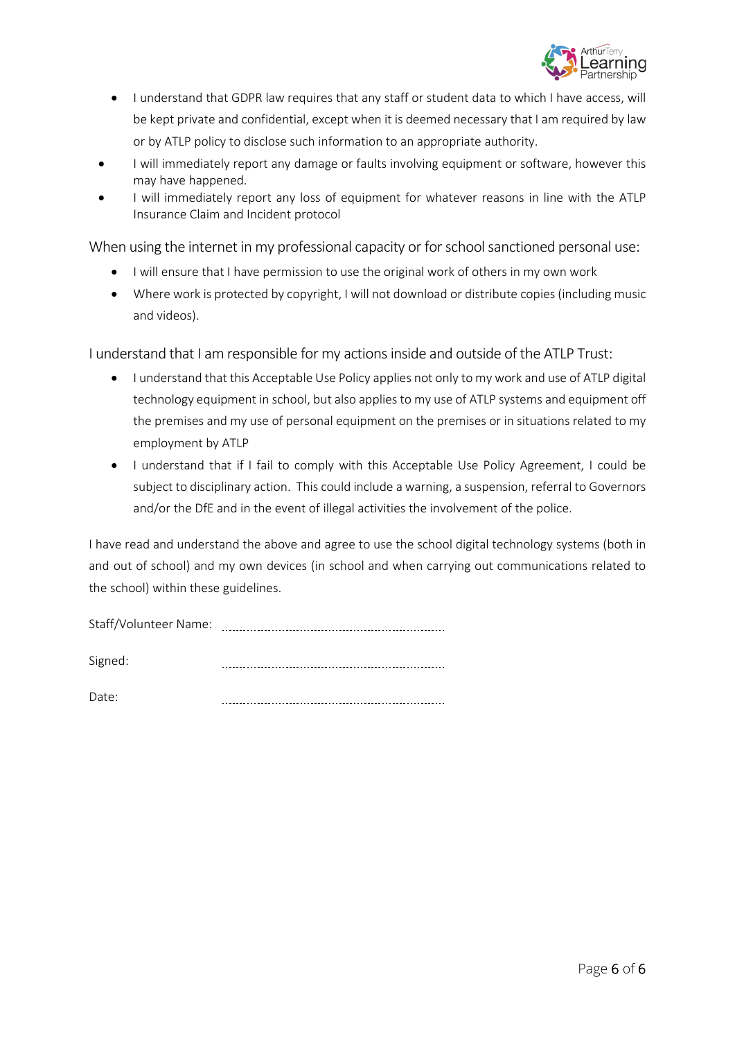- I understand that GDPR law requires that any staff or student data to which I have access, will be kept private and confidential, except when it is deemed necessary that I am required by law or by ATLP policy to disclose such information to an appropriate authority.
- I will immediately report any damage or faults involving equipment or software, however this may have happened.
- I will immediately report any loss of equipment for whatever reasons in line with the ATLP Insurance Claim and Incident protocol

When using the internet in my professional capacity or for school sanctioned personal use:

- I will ensure that I have permission to use the original work of others in my own work
- Where work is protected by copyright, I will not download or distribute copies (including music and videos).

I understand that I am responsible for my actions inside and outside of the ATLP Trust:

- I understand that this Acceptable Use Policy applies not only to my work and use of ATLP digital technology equipment in school, but also applies to my use of ATLP systems and equipment off the premises and my use of personal equipment on the premises or in situations related to my employment by ATLP
- I understand that if I fail to comply with this Acceptable Use Policy Agreement, I could be subject to disciplinary action. This could include a warning, a suspension, referral to Governors and/or the DfE and in the event of illegal activities the involvement of the police.

I have read and understand the above and agree to use the school digital technology systems (both in and out of school) and my own devices (in school and when carrying out communications related to the school) within these guidelines.

Staff/Volunteer Name: ..............................................................

Signed: ..............................................................

Date: ..............................................................